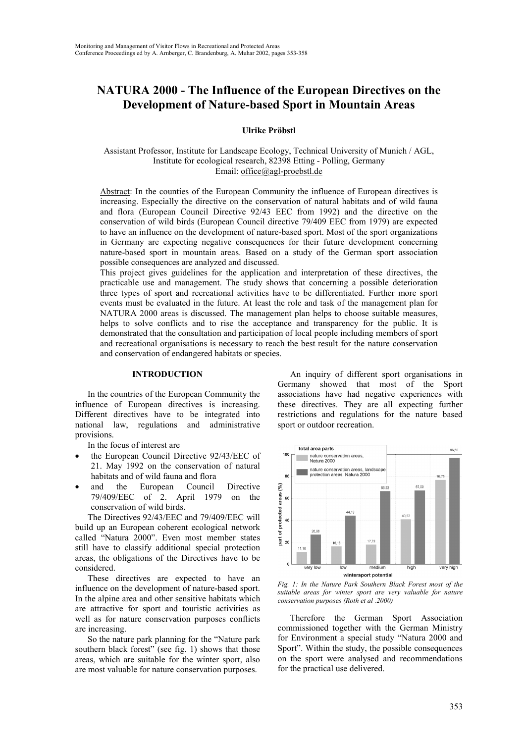# NATURA 2000 - The Influence of the European Directives on the Development of Nature-based Sport in Mountain Areas

**Ulrike Pröbstl**

Assistant Professor, Institute for Landscape Ecology, Technical University of Munich / AGL, Institute for ecological research, 82398 Etting - Polling, Germany
Email: office@agl-proebstl.de

Abstract: In the counties of the European Community the influence of European directives is increasing. Especially the directive on the conservation of natural habitats and of wild fauna and flora (European Council Directive 92/43 EEC from 1992) and the directive on the conservation of wild birds (European Council directive 79/409 EEC from 1979) are expected to have an influence on the development of nature-based sport. Most of the sport organizations in Germany are expecting negative consequences for their future development concerning nature-based sport in mountain areas. Based on a study of the German sport association possible consequences are analyzed and discussed.
This project gives guidelines for the application and interpretation of these directives, the practicable use and management. The study shows that concerning a possible deterioration three types of sport and recreational activities have to be differentiated. Further more sport events must be evaluated in the future. At least the role and task of the management plan for NATURA 2000 areas is discussed. The management plan helps to choose suitable measures, helps to solve conflicts and to rise the acceptance and transparency for the public. It is demonstrated that the consultation and participation of local people including members of sport and recreational organisations is necessary to reach the best result for the nature conservation and conservation of endangered habitats or species.

## INTRODUCTION

In the countries of the European Community the influence of European directives is increasing. Different directives have to be integrated into national law, regulations and administrative provisions.

In the focus of interest are

- the European Council Directive 92/43/EEC of 21. May 1992 on the conservation of natural habitats and of wild fauna and flora
- and the European Council Directive 79/409/EEC of 2. April 1979 on the conservation of wild birds.

The Directives 92/43/EEC and 79/409/EEC will build up an European coherent ecological network called "Natura 2000". Even most member states still have to classify additional special protection areas, the obligations of the Directives have to be considered.

These directives are expected to have an influence on the development of nature-based sport. In the alpine area and other sensitive habitats which are attractive for sport and touristic activities as well as for nature conservation purposes conflicts are increasing.

So the nature park planning for the "Nature park southern black forest" (see fig. 1) shows that those areas, which are suitable for the winter sport, also are most valuable for nature conservation purposes.

An inquiry of different sport organisations in Germany showed that most of the Sport associations have had negative experiences with these directives. They are all expecting further restrictions and regulations for the nature based sport or outdoor recreation.

| wintersport potential | nature conservation areas, Natura 2000 (%) | nature conservation areas, landscape protection areas, Natura 2000 (%) |
|---|---|---|
| very low | 11,16 | 26,96 |
| low | 16,16 | 44,13 |
| medium | 17,73 | 66,32 |
| high | 40,82 | 67,09 |
| very high | 76,75 | 96,50 |

*Fig. 1: In the Nature Park Southern Black Forest most of the suitable areas for winter sport are very valuable for nature conservation purposes (Roth et al .2000)*

Therefore the German Sport Association commissioned together with the German Ministry for Environment a special study "Natura 2000 and Sport". Within the study, the possible consequences on the sport were analysed and recommendations for the practical use delivered.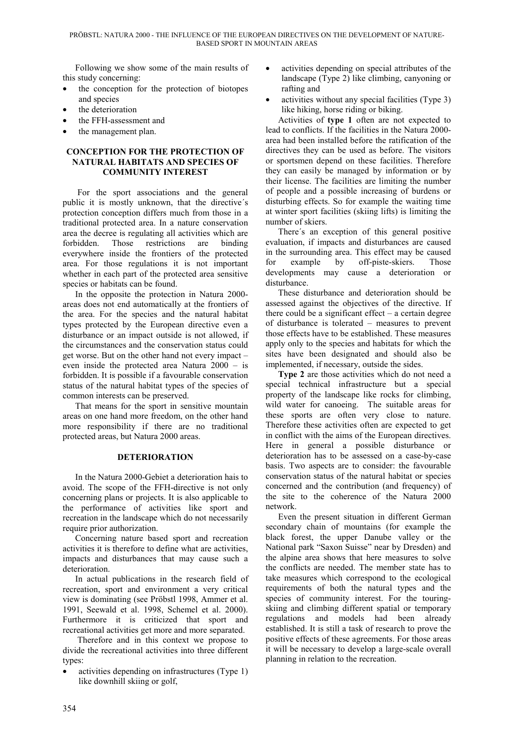Following we show some of the main results of this study concerning:

- the conception for the protection of biotopes and species
- the deterioration
- the FFH-assessment and
- the management plan.

## CONCEPTION FOR THE PROTECTION OF NATURAL HABITATS AND SPECIES OF COMMUNITY INTEREST

For the sport associations and the general public it is mostly unknown, that the directive´s protection conception differs much from those in a traditional protected area. In a nature conservation area the decree is regulating all activities which are forbidden. Those restrictions are binding everywhere inside the frontiers of the protected area. For those regulations it is not important whether in each part of the protected area sensitive species or habitats can be found.

In the opposite the protection in Natura 2000-areas does not end automatically at the frontiers of the area. For the species and the natural habitat types protected by the European directive even a disturbance or an impact outside is not allowed, if the circumstances and the conservation status could get worse. But on the other hand not every impact – even inside the protected area Natura 2000 – is forbidden. It is possible if a favourable conservation status of the natural habitat types of the species of common interests can be preserved.

That means for the sport in sensitive mountain areas on one hand more freedom, on the other hand more responsibility if there are no traditional protected areas, but Natura 2000 areas.

## DETERIORATION

In the Natura 2000-Gebiet a deterioration hais to avoid. The scope of the FFH-directive is not only concerning plans or projects. It is also applicable to the performance of activities like sport and recreation in the landscape which do not necessarily require prior authorization.

Concerning nature based sport and recreation activities it is therefore to define what are activities, impacts and disturbances that may cause such a deterioration.

In actual publications in the research field of recreation, sport and environment a very critical view is dominating (see Pröbstl 1998, Ammer et al. 1991, Seewald et al. 1998, Schemel et al. 2000). Furthermore it is criticized that sport and recreational activities get more and more separated.

Therefore and in this context we propose to divide the recreational activities into three different types:

- activities depending on infrastructures (Type 1) like downhill skiing or golf,
- activities depending on special attributes of the landscape (Type 2) like climbing, canyoning or rafting and
- activities without any special facilities (Type 3) like hiking, horse riding or biking.

Activities of **type 1** often are not expected to lead to conflicts. If the facilities in the Natura 2000-area had been installed before the ratification of the directives they can be used as before. The visitors or sportsmen depend on these facilities. Therefore they can easily be managed by information or by their license. The facilities are limiting the number of people and a possible increasing of burdens or disturbing effects. So for example the waiting time at winter sport facilities (skiing lifts) is limiting the number of skiers.

There´s an exception of this general positive evaluation, if impacts and disturbances are caused in the surrounding area. This effect may be caused for example by off-piste-skiers. Those developments may cause a deterioration or disturbance.

These disturbance and deterioration should be assessed against the objectives of the directive. If there could be a significant effect – a certain degree of disturbance is tolerated – measures to prevent those effects have to be established. These measures apply only to the species and habitats for which the sites have been designated and should also be implemented, if necessary, outside the sides.

**Type 2** are those activities which do not need a special technical infrastructure but a special property of the landscape like rocks for climbing, wild water for canoeing. The suitable areas for these sports are often very close to nature. Therefore these activities often are expected to get in conflict with the aims of the European directives. Here in general a possible disturbance or deterioration has to be assessed on a case-by-case basis. Two aspects are to consider: the favourable conservation status of the natural habitat or species concerned and the contribution (and frequency) of the site to the coherence of the Natura 2000 network.

Even the present situation in different German secondary chain of mountains (for example the black forest, the upper Danube valley or the National park "Saxon Suisse" near by Dresden) and the alpine area shows that here measures to solve the conflicts are needed. The member state has to take measures which correspond to the ecological requirements of both the natural types and the species of community interest. For the touring-skiing and climbing different spatial or temporary regulations and models had been already established. It is still a task of research to prove the positive effects of these agreements. For those areas it will be necessary to develop a large-scale overall planning in relation to the recreation.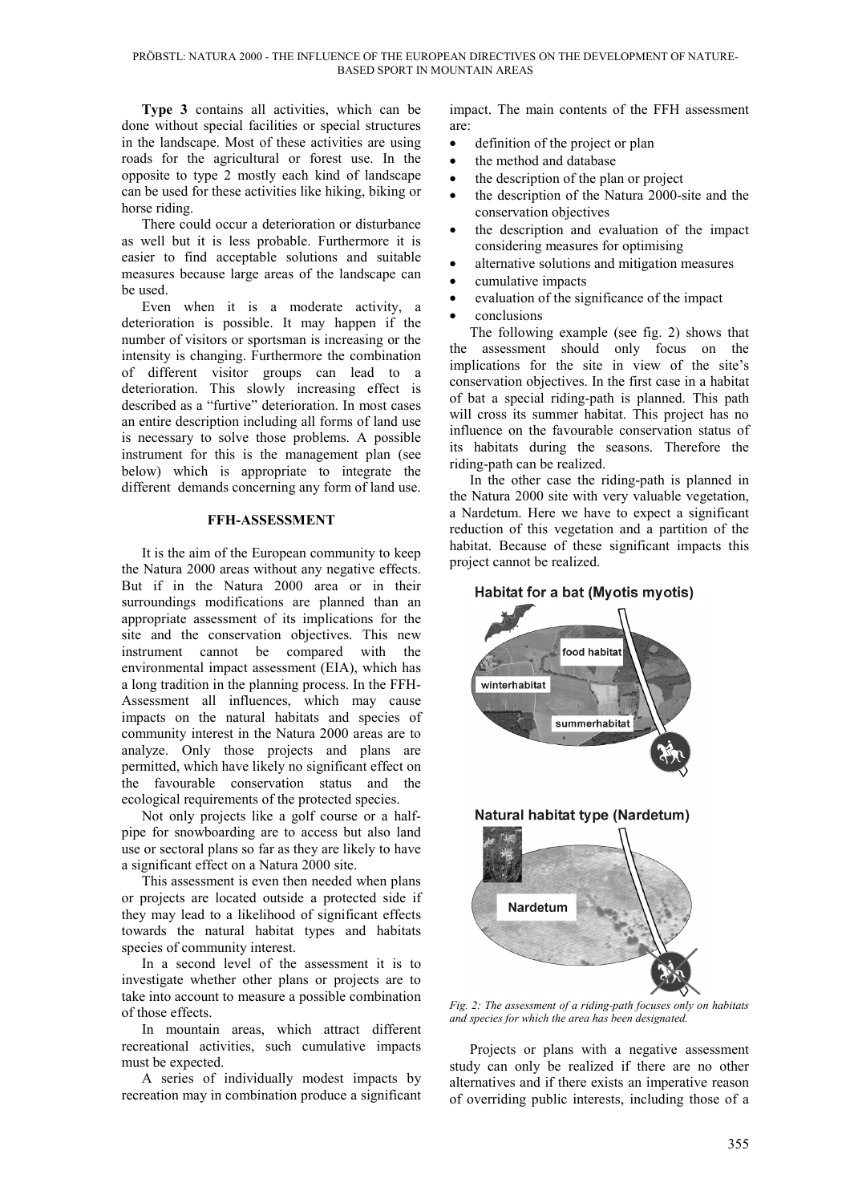**Type 3** contains all activities, which can be done without special facilities or special structures in the landscape. Most of these activities are using roads for the agricultural or forest use. In the opposite to type 2 mostly each kind of landscape can be used for these activities like hiking, biking or horse riding.

There could occur a deterioration or disturbance as well but it is less probable. Furthermore it is easier to find acceptable solutions and suitable measures because large areas of the landscape can be used.

Even when it is a moderate activity, a deterioration is possible. It may happen if the number of visitors or sportsman is increasing or the intensity is changing. Furthermore the combination of different visitor groups can lead to a deterioration. This slowly increasing effect is described as a "furtive" deterioration. In most cases an entire description including all forms of land use is necessary to solve those problems. A possible instrument for this is the management plan (see below) which is appropriate to integrate the different demands concerning any form of land use.

## FFH-ASSESSMENT

It is the aim of the European community to keep the Natura 2000 areas without any negative effects. But if in the Natura 2000 area or in their surroundings modifications are planned than an appropriate assessment of its implications for the site and the conservation objectives. This new instrument cannot be compared with the environmental impact assessment (EIA), which has a long tradition in the planning process. In the FFH-Assessment all influences, which may cause impacts on the natural habitats and species of community interest in the Natura 2000 areas are to analyze. Only those projects and plans are permitted, which have likely no significant effect on the favourable conservation status and the ecological requirements of the protected species.

Not only projects like a golf course or a half-pipe for snowboarding are to access but also land use or sectoral plans so far as they are likely to have a significant effect on a Natura 2000 site.

This assessment is even then needed when plans or projects are located outside a protected side if they may lead to a likelihood of significant effects towards the natural habitat types and habitats species of community interest.

In a second level of the assessment it is to investigate whether other plans or projects are to take into account to measure a possible combination of those effects.

In mountain areas, which attract different recreational activities, such cumulative impacts must be expected.

A series of individually modest impacts by recreation may in combination produce a significant impact. The main contents of the FFH assessment are:

- definition of the project or plan
- the method and database
- the description of the plan or project
- the description of the Natura 2000-site and the conservation objectives
- the description and evaluation of the impact considering measures for optimising
- alternative solutions and mitigation measures
- cumulative impacts
- evaluation of the significance of the impact
- conclusions

The following example (see fig. 2) shows that the assessment should only focus on the implications for the site in view of the site's conservation objectives. In the first case in a habitat of bat a special riding-path is planned. This path will cross its summer habitat. This project has no influence on the favourable conservation status of its habitats during the seasons. Therefore the riding-path can be realized.

In the other case the riding-path is planned in the Natura 2000 site with very valuable vegetation, a Nardetum. Here we have to expect a significant reduction of this vegetation and a partition of the habitat. Because of these significant impacts this project cannot be realized.

**Habitat for a bat (Myotis myotis)**

food habitat

winterhabitat

summerhabitat

**Natural habitat type (Nardetum)**

Nardetum

*Fig. 2: The assessment of a riding-path focuses only on habitats and species for which the area has been designated.*

Projects or plans with a negative assessment study can only be realized if there are no other alternatives and if there exists an imperative reason of overriding public interests, including those of a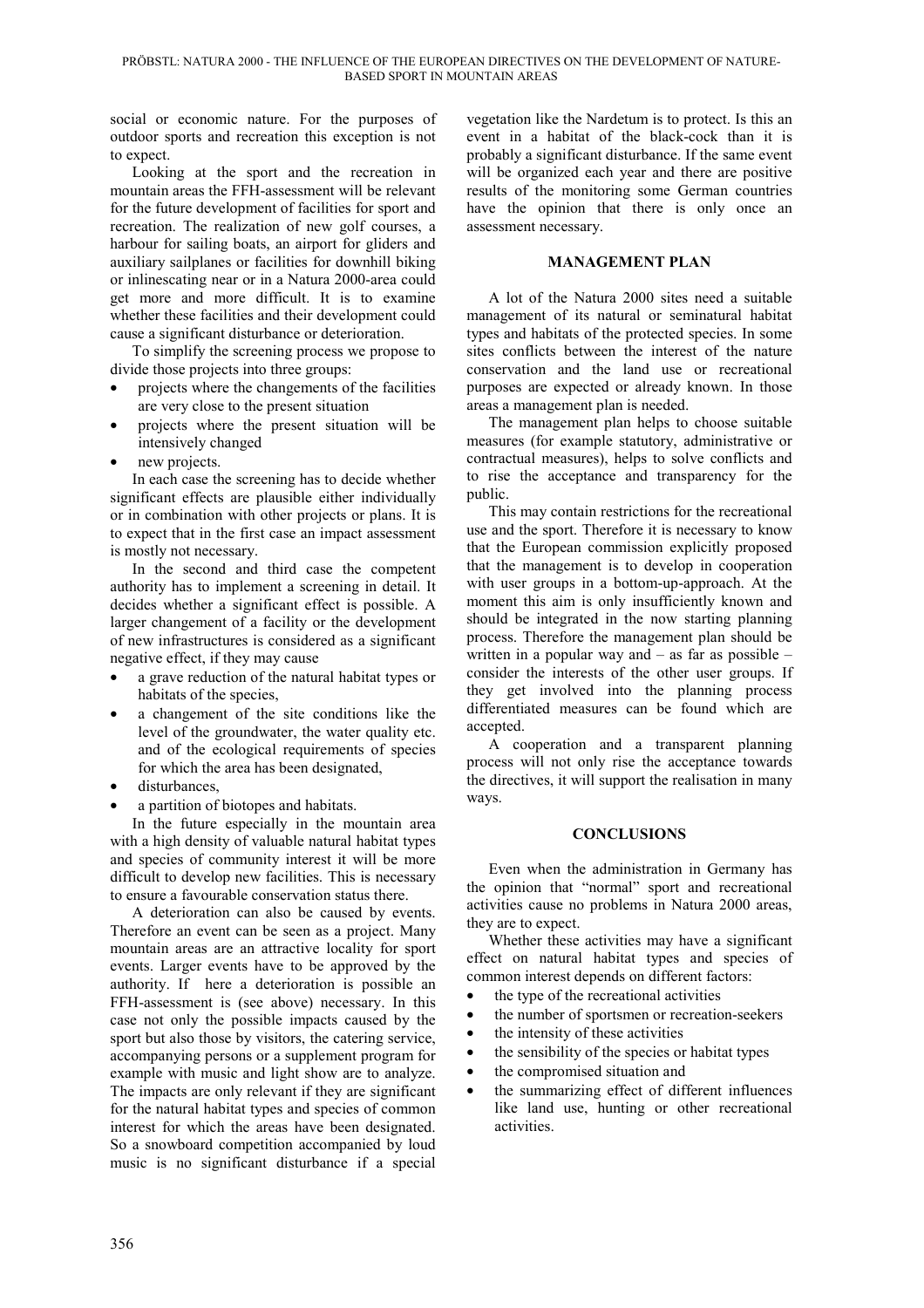social or economic nature. For the purposes of outdoor sports and recreation this exception is not to expect.

Looking at the sport and the recreation in mountain areas the FFH-assessment will be relevant for the future development of facilities for sport and recreation. The realization of new golf courses, a harbour for sailing boats, an airport for gliders and auxiliary sailplanes or facilities for downhill biking or inlinescating near or in a Natura 2000-area could get more and more difficult. It is to examine whether these facilities and their development could cause a significant disturbance or deterioration.

To simplify the screening process we propose to divide those projects into three groups:

- projects where the changements of the facilities are very close to the present situation
- projects where the present situation will be intensively changed
- new projects.

In each case the screening has to decide whether significant effects are plausible either individually or in combination with other projects or plans. It is to expect that in the first case an impact assessment is mostly not necessary.

In the second and third case the competent authority has to implement a screening in detail. It decides whether a significant effect is possible. A larger changement of a facility or the development of new infrastructures is considered as a significant negative effect, if they may cause

- a grave reduction of the natural habitat types or habitats of the species,
- a changement of the site conditions like the level of the groundwater, the water quality etc. and of the ecological requirements of species for which the area has been designated,
- disturbances,
- a partition of biotopes and habitats.

In the future especially in the mountain area with a high density of valuable natural habitat types and species of community interest it will be more difficult to develop new facilities. This is necessary to ensure a favourable conservation status there.

A deterioration can also be caused by events. Therefore an event can be seen as a project. Many mountain areas are an attractive locality for sport events. Larger events have to be approved by the authority. If here a deterioration is possible an FFH-assessment is (see above) necessary. In this case not only the possible impacts caused by the sport but also those by visitors, the catering service, accompanying persons or a supplement program for example with music and light show are to analyze. The impacts are only relevant if they are significant for the natural habitat types and species of common interest for which the areas have been designated. So a snowboard competition accompanied by loud music is no significant disturbance if a special vegetation like the Nardetum is to protect. Is this an event in a habitat of the black-cock than it is probably a significant disturbance. If the same event will be organized each year and there are positive results of the monitoring some German countries have the opinion that there is only once an assessment necessary.

## MANAGEMENT PLAN

A lot of the Natura 2000 sites need a suitable management of its natural or seminatural habitat types and habitats of the protected species. In some sites conflicts between the interest of the nature conservation and the land use or recreational purposes are expected or already known. In those areas a management plan is needed.

The management plan helps to choose suitable measures (for example statutory, administrative or contractual measures), helps to solve conflicts and to rise the acceptance and transparency for the public.

This may contain restrictions for the recreational use and the sport. Therefore it is necessary to know that the European commission explicitly proposed that the management is to develop in cooperation with user groups in a bottom-up-approach. At the moment this aim is only insufficiently known and should be integrated in the now starting planning process. Therefore the management plan should be written in a popular way and – as far as possible – consider the interests of the other user groups. If they get involved into the planning process differentiated measures can be found which are accepted.

A cooperation and a transparent planning process will not only rise the acceptance towards the directives, it will support the realisation in many ways.

## CONCLUSIONS

Even when the administration in Germany has the opinion that "normal" sport and recreational activities cause no problems in Natura 2000 areas, they are to expect.

Whether these activities may have a significant effect on natural habitat types and species of common interest depends on different factors:

- the type of the recreational activities
- the number of sportsmen or recreation-seekers
- the intensity of these activities
- the sensibility of the species or habitat types
- the compromised situation and
- the summarizing effect of different influences like land use, hunting or other recreational activities.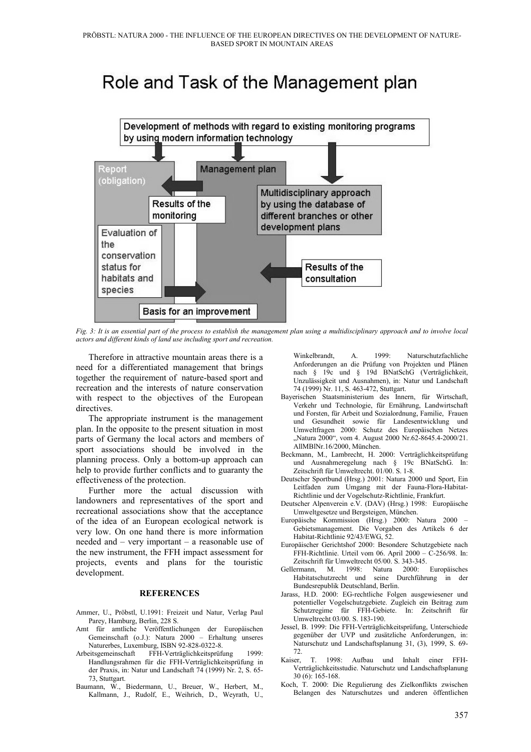*Fig. 3: It is an essential part of the process to establish the management plan using a multidisciplinary approach and to involve local actors and different kinds of land use including sport and recreation.*

Therefore in attractive mountain areas there is a need for a differentiated management that brings together the requirement of nature-based sport and recreation and the interests of nature conservation with respect to the objectives of the European directives.

The appropriate instrument is the management plan. In the opposite to the present situation in most parts of Germany the local actors and members of sport associations should be involved in the planning process. Only a bottom-up approach can help to provide further conflicts and to guaranty the effectiveness of the protection.

Further more the actual discussion with landowners and representatives of the sport and recreational associations show that the acceptance of the idea of an European ecological network is very low. On one hand there is more information needed and – very important – a reasonable use of the new instrument, the FFH impact assessment for projects, events and plans for the touristic development.

## REFERENCES

Ammer, U., Pröbstl, U.1991: Freizeit und Natur, Verlag Paul Parey, Hamburg, Berlin, 228 S.

Amt für amtliche Veröffentlichungen der Europäischen Gemeinschaft (o.J.): Natura 2000 – Erhaltung unseres Naturerbes, Luxemburg, ISBN 92-828-0322-8.

Arbeitsgemeinschaft FFH-Verträglichkeitsprüfung 1999: Handlungsrahmen für die FFH-Verträglichkeitsprüfung in der Praxis, in: Natur und Landschaft 74 (1999) Nr. 2, S. 65-73, Stuttgart.

Baumann, W., Biedermann, U., Breuer, W., Herbert, M., Kallmann, J., Rudolf, E., Weihrich, D., Weyrath, U., Winkelbrandt, A. 1999: Naturschutzfachliche Anforderungen an die Prüfung von Projekten und Plänen nach § 19c und § 19d BNatSchG (Verträglichkeit, Unzulässigkeit und Ausnahmen), in: Natur und Landschaft 74 (1999) Nr. 11, S. 463-472, Stuttgart.

Bayerischen Staatsministerium des Innern, für Wirtschaft, Verkehr und Technologie, für Ernährung, Landwirtschaft und Forsten, für Arbeit und Sozialordnung, Familie, Frauen und Gesundheit sowie für Landesentwicklung und Umweltfragen 2000: Schutz des Europäischen Netzes „Natura 2000", vom 4. August 2000 Nr.62-8645.4-2000/21. AllMBlNr.16/2000, München.

Beckmann, M., Lambrecht, H. 2000: Verträglichkeitsprüfung und Ausnahmeregelung nach § 19c BNatSchG. In: Zeitschrift für Umweltrecht. 01/00. S. 1-8.

Deutscher Sportbund (Hrsg.) 2001: Natura 2000 und Sport, Ein Leitfaden zum Umgang mit der Fauna-Flora-Habitat-Richtlinie und der Vogelschutz-Richtlinie, Frankfurt.

Deutscher Alpenverein e.V. (DAV) (Hrsg.) 1998: Europäische Umweltgesetze und Bergsteigen, München.

Europäische Kommission (Hrsg.) 2000: Natura 2000 – Gebietsmanagement. Die Vorgaben des Artikels 6 der Habitat-Richtlinie 92/43/EWG, 52.

Europäischer Gerichtshof 2000: Besondere Schutzgebiete nach FFH-Richtlinie. Urteil vom 06. April 2000 – C-256/98. In: Zeitschrift für Umweltrecht 05/00. S. 343-345.

Gellermann, M. 1998: Natura 2000: Europäisches Habitatschutzrecht und seine Durchführung in der Bundesrepublik Deutschland, Berlin.

Jarass, H.D. 2000: EG-rechtliche Folgen ausgewiesener und potentieller Vogelschutzgebiete. Zugleich ein Beitrag zum Schutzregime für FFH-Gebiete. In: Zeitschrift für Umweltrecht 03/00. S. 183-190.

Jessel, B. 1999: Die FFH-Verträglichkeitsprüfung, Unterschiede gegenüber der UVP und zusätzliche Anforderungen, in: Naturschutz und Landschaftsplanung 31, (3), 1999, S. 69-72.

Kaiser, T. 1998: Aufbau und Inhalt einer FFH-Verträglichkeitsstudie. Naturschutz und Landschaftsplanung 30 (6): 165-168.

Koch, T. 2000: Die Regulierung des Zielkonflikts zwischen Belangen des Naturschutzes und anderen öffentlichen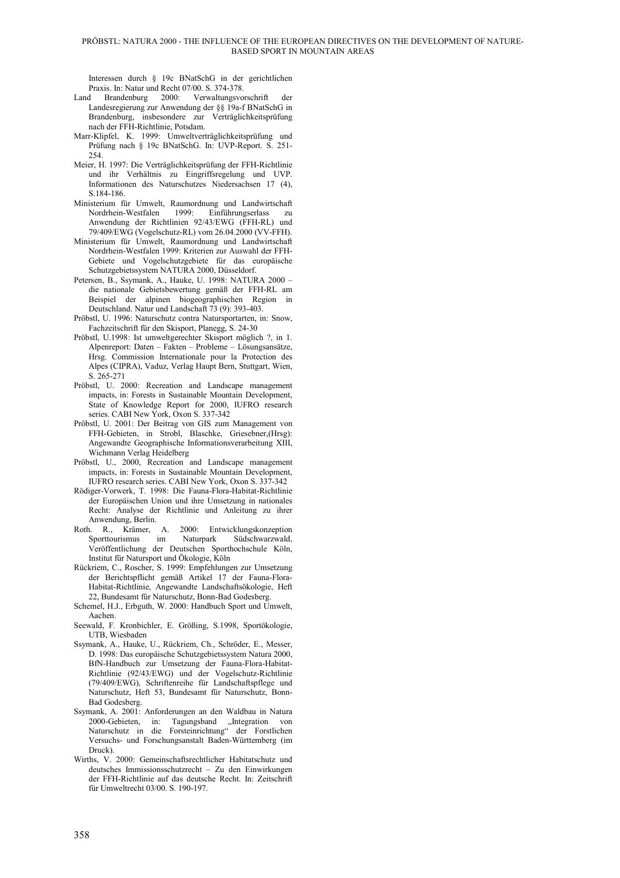Interessen durch § 19c BNatSchG in der gerichtlichen Praxis. In: Natur und Recht 07/00. S. 374-378.

Land Brandenburg 2000: Verwaltungsvorschrift der Landesregierung zur Anwendung der §§ 19a-f BNatSchG in Brandenburg, insbesondere zur Verträglichkeitsprüfung nach der FFH-Richtlinie, Potsdam.

Marr-Klipfel, K. 1999: Umweltverträglichkeitsprüfung und Prüfung nach § 19c BNatSchG. In: UVP-Report. S. 251-254.

Meier, H. 1997: Die Verträglichkeitsprüfung der FFH-Richtlinie und ihr Verhältnis zu Eingriffsregelung und UVP. Informationen des Naturschutzes Niedersachsen 17 (4), S.184-186.

Ministerium für Umwelt, Raumordnung und Landwirtschaft Nordrhein-Westfalen 1999: Einführungserlass zu Anwendung der Richtlinien 92/43/EWG (FFH-RL) und 79/409/EWG (Vogelschutz-RL) vom 26.04.2000 (VV-FFH).

Ministerium für Umwelt, Raumordnung und Landwirtschaft Nordrhein-Westfalen 1999: Kriterien zur Auswahl der FFH-Gebiete und Vogelschutzgebiete für das europäische Schutzgebietssystem NATURA 2000, Düsseldorf.

Petersen, B., Ssymank, A., Hauke, U. 1998: NATURA 2000 – die nationale Gebietsbewertung gemäß der FFH-RL am Beispiel der alpinen biogeographischen Region in Deutschland. Natur und Landschaft 73 (9): 393-403.

Pröbstl, U. 1996: Naturschutz contra Natursportarten, in: Snow, Fachzeitschrift für den Skisport, Planegg, S. 24-30

Pröbstl, U.1998: Ist umweltgerechter Skisport möglich ?, in 1. Alpenreport: Daten – Fakten – Probleme – Lösungsansätze, Hrsg. Commission Internationale pour la Protection des Alpes (CIPRA), Vaduz, Verlag Haupt Bern, Stuttgart, Wien, S. 265-271

Pröbstl, U. 2000: Recreation and Landscape management impacts, in: Forests in Sustainable Mountain Development, State of Knowledge Report for 2000, IUFRO research series. CABI New York, Oxon S. 337-342

Pröbstl, U. 2001: Der Beitrag von GIS zum Management von FFH-Gebieten, in Strobl, Blaschke, Griesebner,(Hrsg): Angewandte Geographische Informationsverarbeitung XIII, Wichmann Verlag Heidelberg

Pröbstl, U., 2000, Recreation and Landscape management impacts, in: Forests in Sustainable Mountain Development, IUFRO research series. CABI New York, Oxon S. 337-342

Rödiger-Vorwerk, T. 1998: Die Fauna-Flora-Habitat-Richtlinie der Europäischen Union und ihre Umsetzung in nationales Recht: Analyse der Richtlinie und Anleitung zu ihrer Anwendung, Berlin.

Roth. R., Krämer, A. 2000: Entwicklungskonzeption Sporttourismus im Naturpark Südschwarzwald, Veröffentlichung der Deutschen Sporthochschule Köln, Institut für Natursport und Ökologie, Köln

Rückriem, C., Roscher, S. 1999: Empfehlungen zur Umsetzung der Berichtspflicht gemäß Artikel 17 der Fauna-Flora-Habitat-Richtlinie, Angewandte Landschaftsökologie, Heft 22, Bundesamt für Naturschutz, Bonn-Bad Godesberg.

Schemel, H.J., Erbguth, W. 2000: Handbuch Sport und Umwelt, Aachen.

Seewald, F. Kronbichler, E. Größing, S.1998, Sportökologie, UTB, Wiesbaden

Ssymank, A., Hauke, U., Rückriem, Ch., Schröder, E., Messer, D. 1998: Das europäische Schutzgebietssystem Natura 2000, BfN-Handbuch zur Umsetzung der Fauna-Flora-Habitat-Richtlinie (92/43/EWG) und der Vogelschutz-Richtlinie (79/409/EWG), Schriftenreihe für Landschaftspflege und Naturschutz, Heft 53, Bundesamt für Naturschutz, Bonn-Bad Godesberg.

Ssymank, A. 2001: Anforderungen an den Waldbau in Natura 2000-Gebieten, in: Tagungsband „Integration von Naturschutz in die Forsteinrichtung“ der Forstlichen Versuchs- und Forschungsanstalt Baden-Württemberg (im Druck).

Wirths, V. 2000: Gemeinschaftsrechtlicher Habitatschutz und deutsches Immissionsschutzrecht – Zu den Einwirkungen der FFH-Richtlinie auf das deutsche Recht. In: Zeitschrift für Umweltrecht 03/00. S. 190-197.